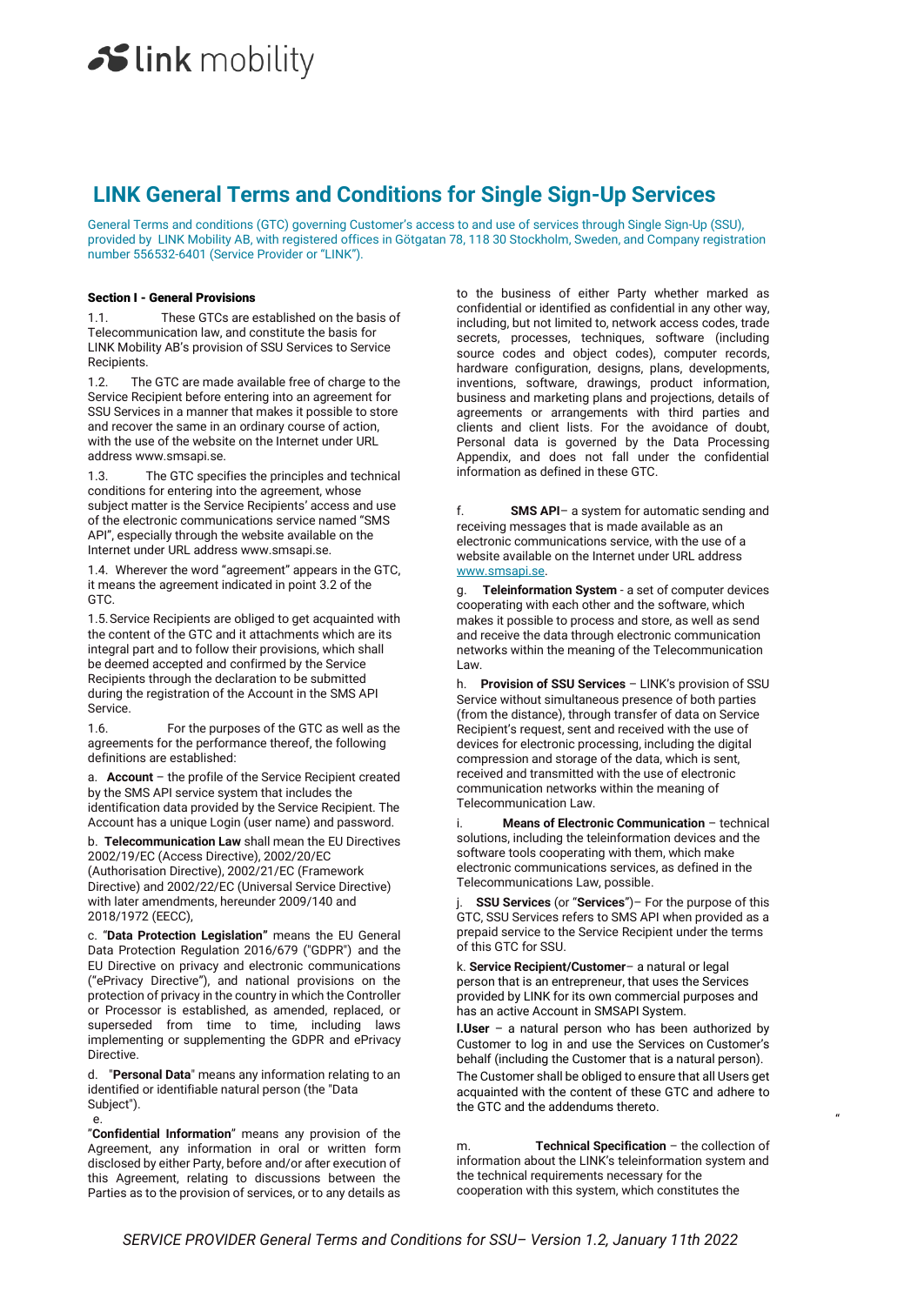# LINK General Terms and Conditions for Single Sign-Up Services

General Terms and conditions (GTC) governing Customer's access to and use of services through Single Sign-Up (SSU), provided by LINK Mobility AB, with registered offices in Götgatan 78, 118 30 Stockholm, Sweden, and Company registration number 556532-6401 (Service Provider or "LINK").

**Section I - General Provisions**

1.1. These GTCs are established on the basis of Telecommunication law, and constitute the basis for LINK Mobility AB's provision of SSU Services to Service Recipients.

1.2. The GTC are made available free of charge to the Service Recipient before entering into an agreement for SSU Services in a manner that makes it possible to store and recover the same in an ordinary course of action, with the use of the website on the Internet under URL address www.smsapi.se.

1.3. The GTC specifies the principles and technical conditions for entering into the agreement, whose subject matter is the Service Recipients' access and use of the electronic communications service named "SMS API", especially through the website available on the Internet under URL address www.smsapi.se.

1.4. Wherever the word "agreement" appears in the GTC, it means the agreement indicated in point 3.2 of the GTC.

1.5. Service Recipients are obliged to get acquainted with the content of the GTC and it attachments which are its integral part and to follow their provisions, which shall be deemed accepted and confirmed by the Service Recipients through the declaration to be submitted during the registration of the Account in the SMS API Service.

1.6. For the purposes of the GTC as well as the agreements for the performance thereof, the following definitions are established:

a. **Account** – the profile of the Service Recipient created by the SMS API service system that includes the identification data provided by the Service Recipient. The Account has a unique Login (user name) and password.

b. **Telecommunication Law** shall mean the EU Directives 2002/19/EC (Access Directive), 2002/20/EC (Authorisation Directive), 2002/21/EC (Framework Directive) and 2002/22/EC (Universal Service Directive) with later amendments, hereunder 2009/140 and 2018/1972 (EECC),

c. "**Data Protection Legislation**" means the EU General Data Protection Regulation 2016/679 ("GDPR") and the EU Directive on privacy and electronic communications ("ePrivacy Directive"), and national provisions on the protection of privacy in the country in which the Controller or Processor is established, as amended, replaced, or superseded from time to time, including laws implementing or supplementing the GDPR and ePrivacy Directive.

d. "**Personal Data**" means any information relating to an identified or identifiable natural person (the "Data Subject").

e. "**Confidential Information**" means any provision of the Agreement, any information in oral or written form disclosed by either Party, before and/or after execution of this Agreement, relating to discussions between the Parties as to the provision of services, or to any details as to the business of either Party whether marked as confidential or identified as confidential in any other way, including, but not limited to, network access codes, trade secrets, processes, techniques, software (including source codes and object codes), computer records, hardware configuration, designs, plans, developments, inventions, software, drawings, product information, business and marketing plans and projections, details of agreements or arrangements with third parties and clients and client lists. For the avoidance of doubt, Personal data is governed by the Data Processing Appendix, and does not fall under the confidential information as defined in these GTC.

f. **SMS API**– a system for automatic sending and receiving messages that is made available as an electronic communications service, with the use of a website available on the Internet under URL address www.smsapi.se.

g. **Teleinformation System** - a set of computer devices cooperating with each other and the software, which makes it possible to process and store, as well as send and receive the data through electronic communication networks within the meaning of the Telecommunication Law.

h. **Provision of SSU Services** – LINK's provision of SSU Service without simultaneous presence of both parties (from the distance), through transfer of data on Service Recipient's request, sent and received with the use of devices for electronic processing, including the digital compression and storage of the data, which is sent, received and transmitted with the use of electronic communication networks within the meaning of Telecommunication Law.

i. **Means of Electronic Communication** – technical solutions, including the teleinformation devices and the software tools cooperating with them, which make electronic communications services, as defined in the Telecommunications Law, possible.

j. **SSU Services** (or "**Services**")– For the purpose of this GTC, SSU Services refers to SMS API when provided as a prepaid service to the Service Recipient under the terms of this GTC for SSU.

k. **Service Recipient/Customer**– a natural or legal person that is an entrepreneur, that uses the Services provided by LINK for its own commercial purposes and has an active Account in SMSAPI System.

**l.User** – a natural person who has been authorized by Customer to log in and use the Services on Customer's behalf (including the Customer that is a natural person).

The Customer shall be obliged to ensure that all Users get acquainted with the content of these GTC and adhere to the GTC and the addendums thereto.

m. **Technical Specification** – the collection of information about the LINK's teleinformation system and the technical requirements necessary for the cooperation with this system, which constitutes the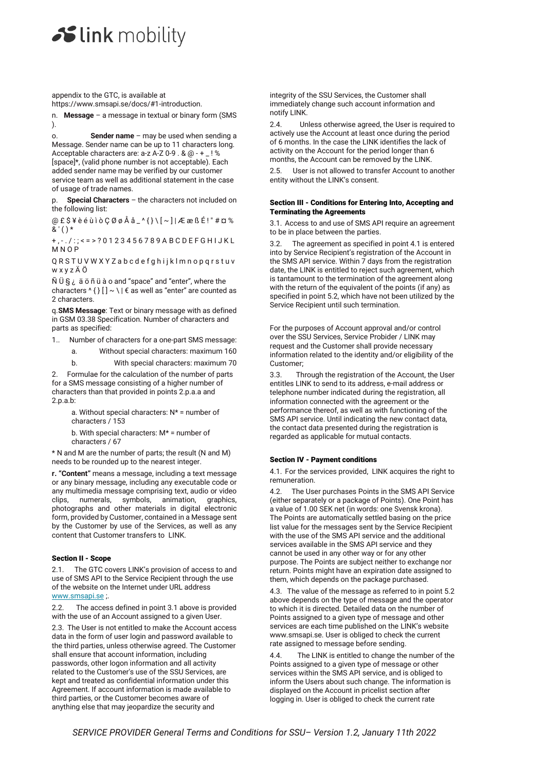appendix to the GTC, is available at https://www.smsapi.se/docs/#1-introduction.

n. **Message** – a message in textual or binary form (SMS ).

o. **Sender name** – may be used when sending a Message. Sender name can be up to 11 characters long. Acceptable characters are: a-z A-Z 0-9 . & @ - + _ ! % [space]*, (valid phone number is not acceptable). Each added sender name may be verified by our customer service team as well as additional statement in the case of usage of trade names.

p. **Special Characters** – the characters not included on the following list:

@ £ $ ¥ è é ù ì ò Ç Ø ø Å å _ ^ { } \ [ ~ ] | Æ æ ß É ! " # ¤ % & ' ( ) *

+ , - . / : ; < = > ? 0 1 2 3 4 5 6 7 8 9 A B C D E F G H I J K L M N O P

Q R S T U V W X Y Z a b c d e f g h i j k l m n o p q r s t u v w x y z Ä Ö

Ñ Ü § ¿ ä ö ñ ü à o and "space" and "enter", where the characters ^ { } [ ] ~ \ | € as well as "enter" are counted as 2 characters.

q. **SMS Message**: Text or binary message with as defined in GSM 03.38 Specification. Number of characters and parts as specified:

1.. Number of characters for a one-part SMS message:
   a. Without special characters: maximum 160
   b. With special characters: maximum 70

2. Formulae for the calculation of the number of parts for a SMS message consisting of a higher number of characters than that provided in points 2.p.a.a and 2.p.a.b:

   a. Without special characters: N* = number of characters / 153

   b. With special characters: M* = number of characters / 67

* N and M are the number of parts; the result (N and M) needs to be rounded up to the nearest integer.

**r. "Content"** means a message, including a text message or any binary message, including any executable code or any multimedia message comprising text, audio or video clips, numerals, symbols, animation, graphics, photographs and other materials in digital electronic form, provided by Customer, contained in a Message sent by the Customer by use of the Services, as well as any content that Customer transfers to LINK.

## Section II - Scope

2.1. The GTC covers LINK's provision of access to and use of SMS API to the Service Recipient through the use of the website on the Internet under URL address www.smsapi.se ;.

2.2. The access defined in point 3.1 above is provided with the use of an Account assigned to a given User.

2.3. The User is not entitled to make the Account access data in the form of user login and password available to the third parties, unless otherwise agreed. The Customer shall ensure that account information, including passwords, other logon information and all activity related to the Customer's use of the SSU Services, are kept and treated as confidential information under this Agreement. If account information is made available to third parties, or the Customer becomes aware of anything else that may jeopardize the security and integrity of the SSU Services, the Customer shall immediately change such account information and notify LINK.

2.4. Unless otherwise agreed, the User is required to actively use the Account at least once during the period of 6 months. In the case the LINK identifies the lack of activity on the Account for the period longer than 6 months, the Account can be removed by the LINK.

2.5. User is not allowed to transfer Account to another entity without the LINK's consent.

## Section III - Conditions for Entering Into, Accepting and Terminating the Agreements

3.1. Access to and use of SMS API require an agreement to be in place between the parties.

3.2. The agreement as specified in point 4.1 is entered into by Service Recipient's registration of the Account in the SMS API service. Within 7 days from the registration date, the LINK is entitled to reject such agreement, which is tantamount to the termination of the agreement along with the return of the equivalent of the points (if any) as specified in point 5.2, which have not been utilized by the Service Recipient until such termination.

For the purposes of Account approval and/or control over the SSU Services, Service Probider / LINK may request and the Customer shall provide necessary information related to the identity and/or eligibility of the Customer;

3.3. Through the registration of the Account, the User entitles LINK to send to its address, e-mail address or telephone number indicated during the registration, all information connected with the agreement or the performance thereof, as well as with functioning of the SMS API service. Until indicating the new contact data, the contact data presented during the registration is regarded as applicable for mutual contacts.

## Section IV - Payment conditions

4.1. For the services provided, LINK acquires the right to remuneration.

4.2. The User purchases Points in the SMS API Service (either separately or a package of Points). One Point has a value of 1.00 SEK net (in words: one Svensk krona). The Points are automatically settled basing on the price list value for the messages sent by the Service Recipient with the use of the SMS API service and the additional services available in the SMS API service and they cannot be used in any other way or for any other purpose. The Points are subject neither to exchange nor return. Points might have an expiration date assigned to them, which depends on the package purchased.

4.3. The value of the message as referred to in point 5.2 above depends on the type of message and the operator to which it is directed. Detailed data on the number of Points assigned to a given type of message and other services are each time published on the LINK's website www.smsapi.se. User is obliged to check the current rate assigned to message before sending.

4.4. The LINK is entitled to change the number of the Points assigned to a given type of message or other services within the SMS API service, and is obliged to inform the Users about such change. The information is displayed on the Account in pricelist section after logging in. User is obliged to check the current rate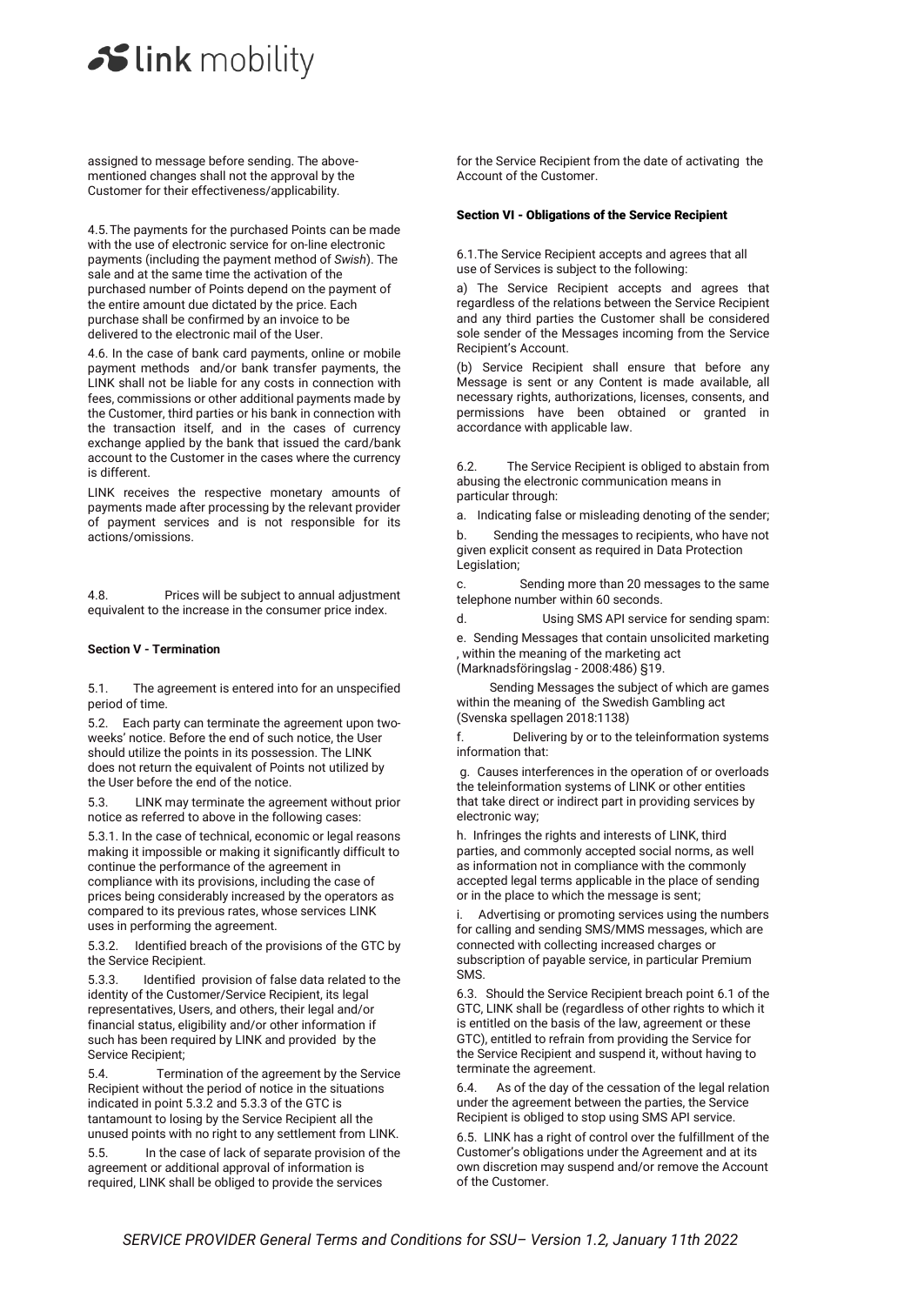assigned to message before sending. The above-mentioned changes shall not the approval by the Customer for their effectiveness/applicability.

4.5. The payments for the purchased Points can be made with the use of electronic service for on-line electronic payments (including the payment method of *Swish*). The sale and at the same time the activation of the purchased number of Points depend on the payment of the entire amount due dictated by the price. Each purchase shall be confirmed by an invoice to be delivered to the electronic mail of the User.

4.6. In the case of bank card payments, online or mobile payment methods and/or bank transfer payments, the LINK shall not be liable for any costs in connection with fees, commissions or other additional payments made by the Customer, third parties or his bank in connection with the transaction itself, and in the cases of currency exchange applied by the bank that issued the card/bank account to the Customer in the cases where the currency is different.

LINK receives the respective monetary amounts of payments made after processing by the relevant provider of payment services and is not responsible for its actions/omissions.

4.8. Prices will be subject to annual adjustment equivalent to the increase in the consumer price index.

**Section V - Termination**

5.1. The agreement is entered into for an unspecified period of time.

5.2. Each party can terminate the agreement upon two-weeks' notice. Before the end of such notice, the User should utilize the points in its possession. The LINK does not return the equivalent of Points not utilized by the User before the end of the notice.

5.3. LINK may terminate the agreement without prior notice as referred to above in the following cases:

5.3.1. In the case of technical, economic or legal reasons making it impossible or making it significantly difficult to continue the performance of the agreement in compliance with its provisions, including the case of prices being considerably increased by the operators as compared to its previous rates, whose services LINK uses in performing the agreement.

5.3.2. Identified breach of the provisions of the GTC by the Service Recipient.

5.3.3. Identified provision of false data related to the identity of the Customer/Service Recipient, its legal representatives, Users, and others, their legal and/or financial status, eligibility and/or other information if such has been required by LINK and provided by the Service Recipient;

5.4. Termination of the agreement by the Service Recipient without the period of notice in the situations indicated in point 5.3.2 and 5.3.3 of the GTC is tantamount to losing by the Service Recipient all the unused points with no right to any settlement from LINK.

5.5. In the case of lack of separate provision of the agreement or additional approval of information is required, LINK shall be obliged to provide the services for the Service Recipient from the date of activating the Account of the Customer.

**Section VI - Obligations of the Service Recipient**

6.1. The Service Recipient accepts and agrees that all use of Services is subject to the following:

a) The Service Recipient accepts and agrees that regardless of the relations between the Service Recipient and any third parties the Customer shall be considered sole sender of the Messages incoming from the Service Recipient's Account.

(b) Service Recipient shall ensure that before any Message is sent or any Content is made available, all necessary rights, authorizations, licenses, consents, and permissions have been obtained or granted in accordance with applicable law.

6.2. The Service Recipient is obliged to abstain from abusing the electronic communication means in particular through:

a. Indicating false or misleading denoting of the sender;

b. Sending the messages to recipients, who have not given explicit consent as required in Data Protection Legislation;

c. Sending more than 20 messages to the same telephone number within 60 seconds.

d. Using SMS API service for sending spam:

e. Sending Messages that contain unsolicited marketing , within the meaning of the marketing act (Marknadsföringslag - 2008:486) §19.

Sending Messages the subject of which are games within the meaning of the Swedish Gambling act (Svenska spellagen 2018:1138)

f. Delivering by or to the teleinformation systems information that:

g. Causes interferences in the operation of or overloads the teleinformation systems of LINK or other entities that take direct or indirect part in providing services by electronic way;

h. Infringes the rights and interests of LINK, third parties, and commonly accepted social norms, as well as information not in compliance with the commonly accepted legal terms applicable in the place of sending or in the place to which the message is sent;

i. Advertising or promoting services using the numbers for calling and sending SMS/MMS messages, which are connected with collecting increased charges or subscription of payable service, in particular Premium SMS.

6.3. Should the Service Recipient breach point 6.1 of the GTC, LINK shall be (regardless of other rights to which it is entitled on the basis of the law, agreement or these GTC), entitled to refrain from providing the Service for the Service Recipient and suspend it, without having to terminate the agreement.

6.4. As of the day of the cessation of the legal relation under the agreement between the parties, the Service Recipient is obliged to stop using SMS API service.

6.5. LINK has a right of control over the fulfillment of the Customer's obligations under the Agreement and at its own discretion may suspend and/or remove the Account of the Customer.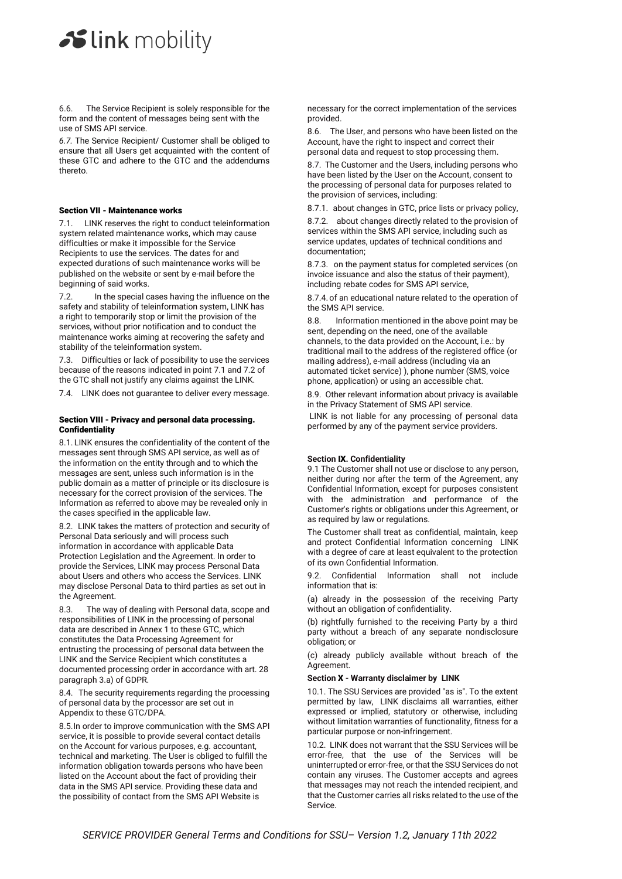6.6. The Service Recipient is solely responsible for the form and the content of messages being sent with the use of SMS API service.

*6.7.* The Service Recipient/ Customer shall be obliged to ensure that all Users get acquainted with the content of these GTC and adhere to the GTC and the addendums thereto.

#### Section VII - Maintenance works

7.1. LINK reserves the right to conduct teleinformation system related maintenance works, which may cause difficulties or make it impossible for the Service Recipients to use the services. The dates for and expected durations of such maintenance works will be published on the website or sent by e-mail before the beginning of said works.

7.2. In the special cases having the influence on the safety and stability of teleinformation system, LINK has a right to temporarily stop or limit the provision of the services, without prior notification and to conduct the maintenance works aiming at recovering the safety and stability of the teleinformation system.

7.3. Difficulties or lack of possibility to use the services because of the reasons indicated in point 7.1 and 7.2 of the GTC shall not justify any claims against the LINK.

7.4. LINK does not guarantee to deliver every message.

#### Section VIII - Privacy and personal data processing. Confidentiality

8.1. LINK ensures the confidentiality of the content of the messages sent through SMS API service, as well as of the information on the entity through and to which the messages are sent, unless such information is in the public domain as a matter of principle or its disclosure is necessary for the correct provision of the services. The Information as referred to above may be revealed only in the cases specified in the applicable law.

8.2. LINK takes the matters of protection and security of Personal Data seriously and will process such information in accordance with applicable Data Protection Legislation and the Agreement. In order to provide the Services, LINK may process Personal Data about Users and others who access the Services. LINK may disclose Personal Data to third parties as set out in the Agreement.

8.3. The way of dealing with Personal data, scope and responsibilities of LINK in the processing of personal data are described in Annex 1 to these GTC, which constitutes the Data Processing Agreement for entrusting the processing of personal data between the LINK and the Service Recipient which constitutes a documented processing order in accordance with art. 28 paragraph 3.a) of GDPR.

8.4. The security requirements regarding the processing of personal data by the processor are set out in Appendix to these GTC/DPA.

8.5. In order to improve communication with the SMS API service, it is possible to provide several contact details on the Account for various purposes, e.g. accountant, technical and marketing. The User is obliged to fulfill the information obligation towards persons who have been listed on the Account about the fact of providing their data in the SMS API service. Providing these data and the possibility of contact from the SMS API Website is necessary for the correct implementation of the services provided.

8.6. The User, and persons who have been listed on the Account, have the right to inspect and correct their personal data and request to stop processing them.

8.7. The Customer and the Users, including persons who have been listed by the User on the Account, consent to the processing of personal data for purposes related to the provision of services, including:

8.7.1. about changes in GTC, price lists or privacy policy,

8.7.2. about changes directly related to the provision of services within the SMS API service, including such as service updates, updates of technical conditions and documentation;

8.7.3. on the payment status for completed services (on invoice issuance and also the status of their payment), including rebate codes for SMS API service,

8.7.4. of an educational nature related to the operation of the SMS API service.

8.8. Information mentioned in the above point may be sent, depending on the need, one of the available channels, to the data provided on the Account, i.e.: by traditional mail to the address of the registered office (or mailing address), e-mail address (including via an automated ticket service) ), phone number (SMS, voice phone, application) or using an accessible chat.

8.9. Other relevant information about privacy is available in the Privacy Statement of SMS API service.

LINK is not liable for any processing of personal data performed by any of the payment service providers.

#### Section IX. Confidentiality

9.1 The Customer shall not use or disclose to any person, neither during nor after the term of the Agreement, any Confidential Information, except for purposes consistent with the administration and performance of the Customer's rights or obligations under this Agreement, or as required by law or regulations.

The Customer shall treat as confidential, maintain, keep and protect Confidential Information concerning LINK with a degree of care at least equivalent to the protection of its own Confidential Information.

9.2. Confidential Information shall not include information that is:

(a) already in the possession of the receiving Party without an obligation of confidentiality.

(b) rightfully furnished to the receiving Party by a third party without a breach of any separate nondisclosure obligation; or

(c) already publicly available without breach of the Agreement.

#### Section X - Warranty disclaimer by LINK

10.1. The SSU Services are provided "as is". To the extent permitted by law, LINK disclaims all warranties, either expressed or implied, statutory or otherwise, including without limitation warranties of functionality, fitness for a particular purpose or non-infringement.

10.2. LINK does not warrant that the SSU Services will be error-free, that the use of the Services will be uninterrupted or error-free, or that the SSU Services do not contain any viruses. The Customer accepts and agrees that messages may not reach the intended recipient, and that the Customer carries all risks related to the use of the Service.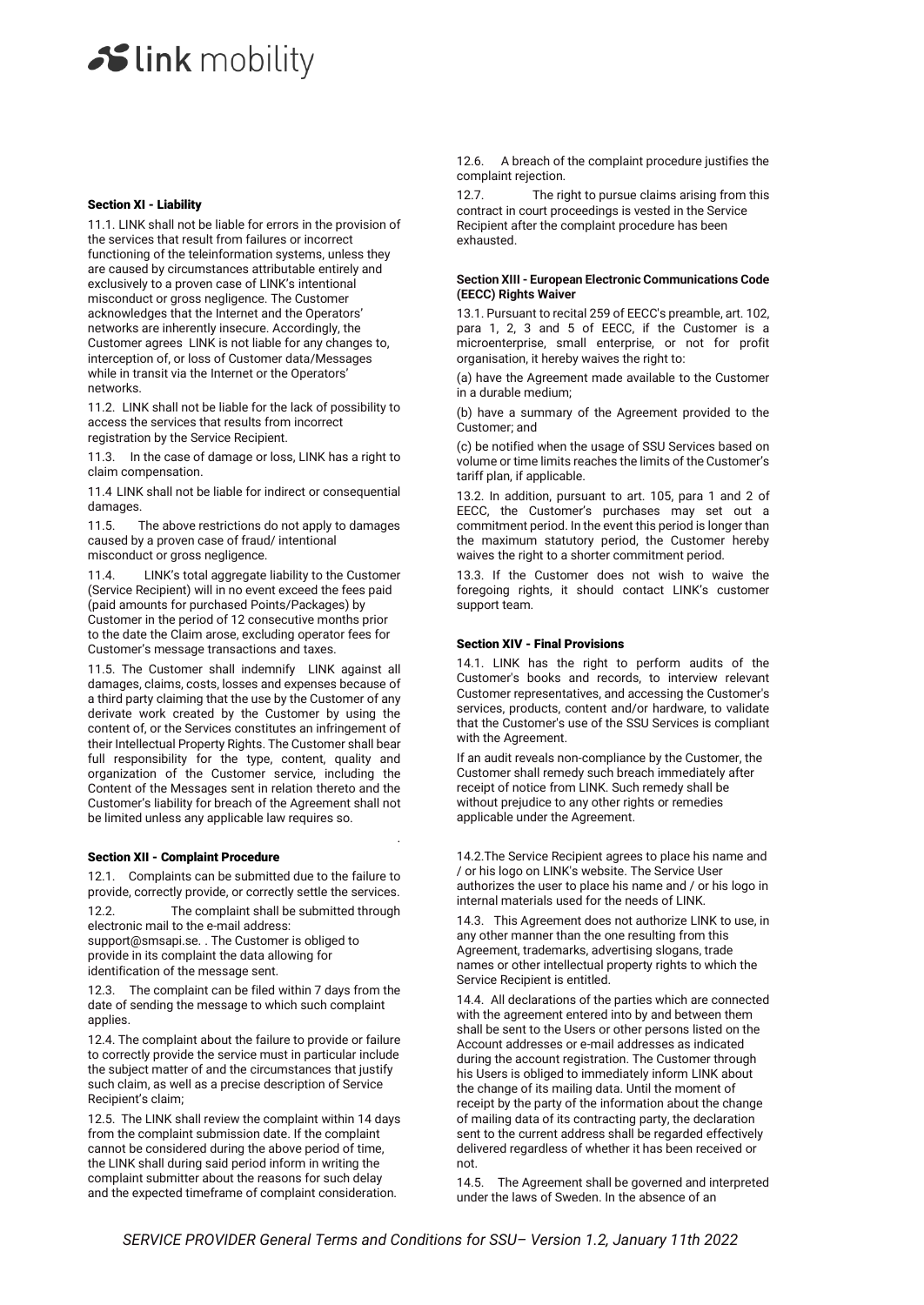### Section XI - Liability

11.1. LINK shall not be liable for errors in the provision of the services that result from failures or incorrect functioning of the teleinformation systems, unless they are caused by circumstances attributable entirely and exclusively to a proven case of LINK's intentional misconduct or gross negligence. The Customer acknowledges that the Internet and the Operators' networks are inherently insecure. Accordingly, the Customer agrees LINK is not liable for any changes to, interception of, or loss of Customer data/Messages while in transit via the Internet or the Operators' networks.

11.2. LINK shall not be liable for the lack of possibility to access the services that results from incorrect registration by the Service Recipient.

11.3. In the case of damage or loss, LINK has a right to claim compensation.

11.4 LINK shall not be liable for indirect or consequential damages.

11.5. The above restrictions do not apply to damages caused by a proven case of fraud/ intentional misconduct or gross negligence.

11.4. LINK's total aggregate liability to the Customer (Service Recipient) will in no event exceed the fees paid (paid amounts for purchased Points/Packages) by Customer in the period of 12 consecutive months prior to the date the Claim arose, excluding operator fees for Customer's message transactions and taxes.

11.5. The Customer shall indemnify LINK against all damages, claims, costs, losses and expenses because of a third party claiming that the use by the Customer of any derivate work created by the Customer by using the content of, or the Services constitutes an infringement of their Intellectual Property Rights. The Customer shall bear full responsibility for the type, content, quality and organization of the Customer service, including the Content of the Messages sent in relation thereto and the Customer's liability for breach of the Agreement shall not be limited unless any applicable law requires so.

### Section XII - Complaint Procedure

12.1. Complaints can be submitted due to the failure to provide, correctly provide, or correctly settle the services.

12.2. The complaint shall be submitted through electronic mail to the e-mail address: support@smsapi.se. . The Customer is obliged to provide in its complaint the data allowing for identification of the message sent.

12.3. The complaint can be filed within 7 days from the date of sending the message to which such complaint applies.

12.4. The complaint about the failure to provide or failure to correctly provide the service must in particular include the subject matter of and the circumstances that justify such claim, as well as a precise description of Service Recipient's claim;

12.5. The LINK shall review the complaint within 14 days from the complaint submission date. If the complaint cannot be considered during the above period of time, the LINK shall during said period inform in writing the complaint submitter about the reasons for such delay and the expected timeframe of complaint consideration.

12.6. A breach of the complaint procedure justifies the complaint rejection.

12.7. The right to pursue claims arising from this contract in court proceedings is vested in the Service Recipient after the complaint procedure has been exhausted.

### Section XIII - European Electronic Communications Code (EECC) Rights Waiver

13.1. Pursuant to recital 259 of EECC's preamble, art. 102, para 1, 2, 3 and 5 of EECC, if the Customer is a microenterprise, small enterprise, or not for profit organisation, it hereby waives the right to:

(a) have the Agreement made available to the Customer in a durable medium;

(b) have a summary of the Agreement provided to the Customer; and

(c) be notified when the usage of SSU Services based on volume or time limits reaches the limits of the Customer's tariff plan, if applicable.

13.2. In addition, pursuant to art. 105, para 1 and 2 of EECC, the Customer's purchases may set out a commitment period. In the event this period is longer than the maximum statutory period, the Customer hereby waives the right to a shorter commitment period.

13.3. If the Customer does not wish to waive the foregoing rights, it should contact LINK's customer support team.

### Section XIV - Final Provisions

14.1. LINK has the right to perform audits of the Customer's books and records, to interview relevant Customer representatives, and accessing the Customer's services, products, content and/or hardware, to validate that the Customer's use of the SSU Services is compliant with the Agreement.

If an audit reveals non-compliance by the Customer, the Customer shall remedy such breach immediately after receipt of notice from LINK. Such remedy shall be without prejudice to any other rights or remedies applicable under the Agreement.

14.2.The Service Recipient agrees to place his name and / or his logo on LINK's website. The Service User authorizes the user to place his name and / or his logo in internal materials used for the needs of LINK.

14.3. This Agreement does not authorize LINK to use, in any other manner than the one resulting from this Agreement, trademarks, advertising slogans, trade names or other intellectual property rights to which the Service Recipient is entitled.

14.4. All declarations of the parties which are connected with the agreement entered into by and between them shall be sent to the Users or other persons listed on the Account addresses or e-mail addresses as indicated during the account registration. The Customer through his Users is obliged to immediately inform LINK about the change of its mailing data. Until the moment of receipt by the party of the information about the change of mailing data of its contracting party, the declaration sent to the current address shall be regarded effectively delivered regardless of whether it has been received or not.

14.5. The Agreement shall be governed and interpreted under the laws of Sweden. In the absence of an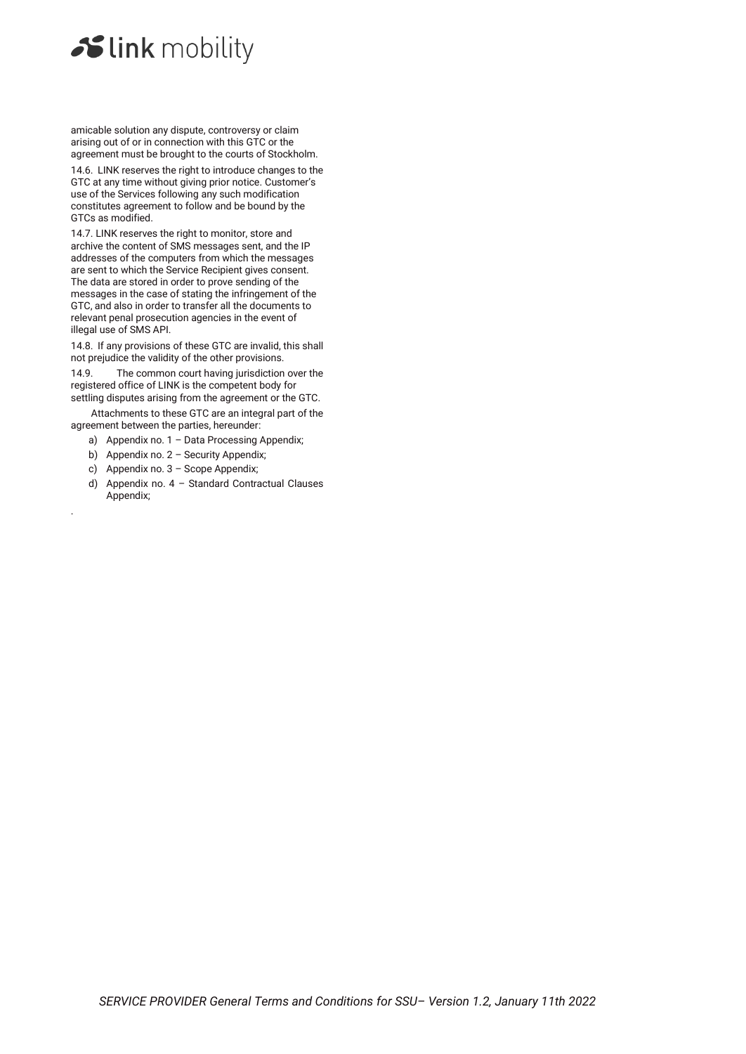amicable solution any dispute, controversy or claim arising out of or in connection with this GTC or the agreement must be brought to the courts of Stockholm.

14.6. LINK reserves the right to introduce changes to the GTC at any time without giving prior notice. Customer's use of the Services following any such modification constitutes agreement to follow and be bound by the GTCs as modified.

14.7. LINK reserves the right to monitor, store and archive the content of SMS messages sent, and the IP addresses of the computers from which the messages are sent to which the Service Recipient gives consent. The data are stored in order to prove sending of the messages in the case of stating the infringement of the GTC, and also in order to transfer all the documents to relevant penal prosecution agencies in the event of illegal use of SMS API.

14.8. If any provisions of these GTC are invalid, this shall not prejudice the validity of the other provisions.

14.9. The common court having jurisdiction over the registered office of LINK is the competent body for settling disputes arising from the agreement or the GTC.

Attachments to these GTC are an integral part of the agreement between the parties, hereunder:

a) Appendix no. 1 – Data Processing Appendix;
b) Appendix no. 2 – Security Appendix;
c) Appendix no. 3 – Scope Appendix;
d) Appendix no. 4 – Standard Contractual Clauses Appendix;

.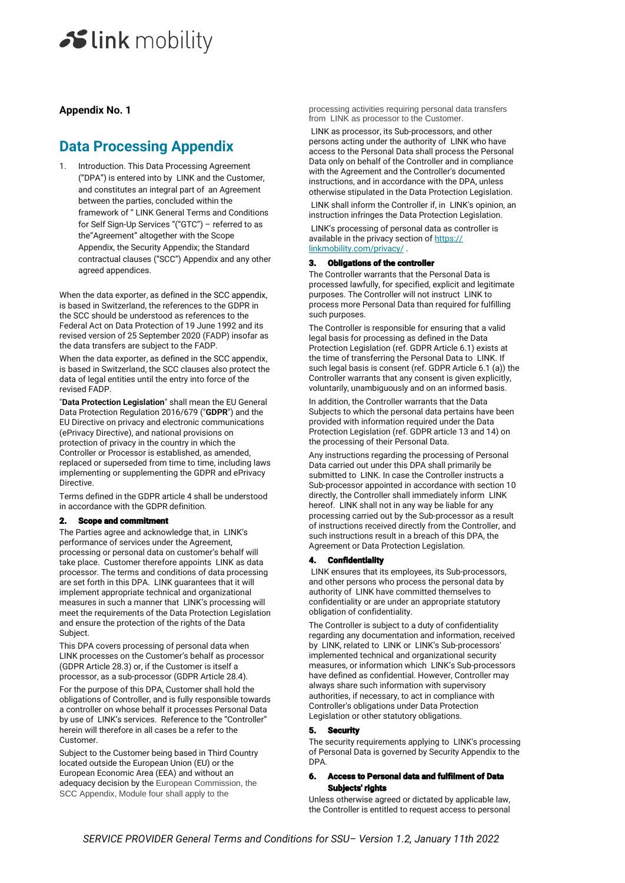**Appendix No. 1**

## Data Processing Appendix

1. Introduction. This Data Processing Agreement ("DPA") is entered into by LINK and the Customer, and constitutes an integral part of an Agreement between the parties, concluded within the framework of " LINK General Terms and Conditions for Self Sign-Up Services "("GTC") – referred to as the"Agreement" altogether with the Scope Appendix, the Security Appendix; the Standard contractual clauses ("SCC") Appendix and any other agreed appendices.

When the data exporter, as defined in the SCC appendix, is based in Switzerland, the references to the GDPR in the SCC should be understood as references to the Federal Act on Data Protection of 19 June 1992 and its revised version of 25 September 2020 (FADP) insofar as the data transfers are subject to the FADP.

When the data exporter, as defined in the SCC appendix, is based in Switzerland, the SCC clauses also protect the data of legal entities until the entry into force of the revised FADP.

"**Data Protection Legislation**" shall mean the EU General Data Protection Regulation 2016/679 ("**GDPR**") and the EU Directive on privacy and electronic communications (ePrivacy Directive), and national provisions on protection of privacy in the country in which the Controller or Processor is established, as amended, replaced or superseded from time to time, including laws implementing or supplementing the GDPR and ePrivacy Directive.

Terms defined in the GDPR article 4 shall be understood in accordance with the GDPR definition.

### 2. Scope and commitment

The Parties agree and acknowledge that, in LINK's performance of services under the Agreement, processing or personal data on customer's behalf will take place. Customer therefore appoints LINK as data processor. The terms and conditions of data processing are set forth in this DPA. LINK guarantees that it will implement appropriate technical and organizational measures in such a manner that LINK's processing will meet the requirements of the Data Protection Legislation and ensure the protection of the rights of the Data Subject.

This DPA covers processing of personal data when LINK processes on the Customer's behalf as processor (GDPR Article 28.3) or, if the Customer is itself a processor, as a sub-processor (GDPR Article 28.4).

For the purpose of this DPA, Customer shall hold the obligations of Controller, and is fully responsible towards a controller on whose behalf it processes Personal Data by use of LINK's services. Reference to the "Controller" herein will therefore in all cases be a refer to the Customer.

Subject to the Customer being based in Third Country located outside the European Union (EU) or the European Economic Area (EEA) and without an adequacy decision by the European Commission, the SCC Appendix, Module four shall apply to the processing activities requiring personal data transfers from LINK as processor to the Customer.

LINK as processor, its Sub-processors, and other persons acting under the authority of LINK who have access to the Personal Data shall process the Personal Data only on behalf of the Controller and in compliance with the Agreement and the Controller's documented instructions, and in accordance with the DPA, unless otherwise stipulated in the Data Protection Legislation.

LINK shall inform the Controller if, in LINK's opinion, an instruction infringes the Data Protection Legislation.

LINK's processing of personal data as controller is available in the privacy section of https://linkmobility.com/privacy/ .

### 3. Obligations of the controller

The Controller warrants that the Personal Data is processed lawfully, for specified, explicit and legitimate purposes. The Controller will not instruct LINK to process more Personal Data than required for fulfilling such purposes.

The Controller is responsible for ensuring that a valid legal basis for processing as defined in the Data Protection Legislation (ref. GDPR Article 6.1) exists at the time of transferring the Personal Data to LINK. If such legal basis is consent (ref. GDPR Article 6.1 (a)) the Controller warrants that any consent is given explicitly, voluntarily, unambiguously and on an informed basis.

In addition, the Controller warrants that the Data Subjects to which the personal data pertains have been provided with information required under the Data Protection Legislation (ref. GDPR article 13 and 14) on the processing of their Personal Data.

Any instructions regarding the processing of Personal Data carried out under this DPA shall primarily be submitted to LINK. In case the Controller instructs a Sub-processor appointed in accordance with section 10 directly, the Controller shall immediately inform LINK hereof. LINK shall not in any way be liable for any processing carried out by the Sub-processor as a result of instructions received directly from the Controller, and such instructions result in a breach of this DPA, the Agreement or Data Protection Legislation.

### 4. Confidentiality

LINK ensures that its employees, its Sub-processors, and other persons who process the personal data by authority of LINK have committed themselves to confidentiality or are under an appropriate statutory obligation of confidentiality.

The Controller is subject to a duty of confidentiality regarding any documentation and information, received by LINK, related to LINK or LINK's Sub-processors' implemented technical and organizational security measures, or information which LINK's Sub-processors have defined as confidential. However, Controller may always share such information with supervisory authorities, if necessary, to act in compliance with Controller's obligations under Data Protection Legislation or other statutory obligations.

### 5. Security

The security requirements applying to LINK's processing of Personal Data is governed by Security Appendix to the DPA.

### 6. Access to Personal data and fulfilment of Data Subjects' rights

Unless otherwise agreed or dictated by applicable law, the Controller is entitled to request access to personal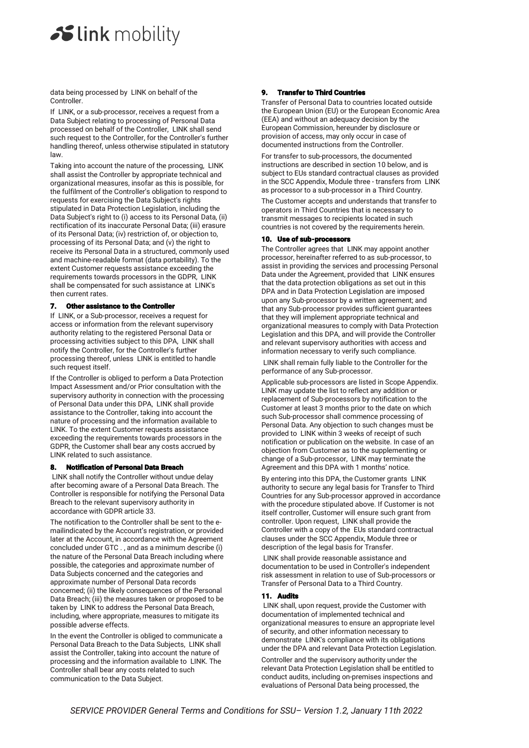data being processed by LINK on behalf of the Controller.

If LINK, or a sub-processor, receives a request from a Data Subject relating to processing of Personal Data processed on behalf of the Controller, LINK shall send such request to the Controller, for the Controller's further handling thereof, unless otherwise stipulated in statutory law.

Taking into account the nature of the processing, LINK shall assist the Controller by appropriate technical and organizational measures, insofar as this is possible, for the fulfilment of the Controller's obligation to respond to requests for exercising the Data Subject's rights stipulated in Data Protection Legislation, including the Data Subject's right to (i) access to its Personal Data, (ii) rectification of its inaccurate Personal Data; (iii) erasure of its Personal Data; (iv) restriction of, or objection to, processing of its Personal Data; and (v) the right to receive its Personal Data in a structured, commonly used and machine-readable format (data portability). To the extent Customer requests assistance exceeding the requirements towards processors in the GDPR, LINK shall be compensated for such assistance at LINK's then current rates.

## 7. Other assistance to the Controller

If LINK, or a Sub-processor, receives a request for access or information from the relevant supervisory authority relating to the registered Personal Data or processing activities subject to this DPA, LINK shall notify the Controller, for the Controller's further processing thereof, unless LINK is entitled to handle such request itself.

If the Controller is obliged to perform a Data Protection Impact Assessment and/or Prior consultation with the supervisory authority in connection with the processing of Personal Data under this DPA, LINK shall provide assistance to the Controller, taking into account the nature of processing and the information available to LINK. To the extent Customer requests assistance exceeding the requirements towards processors in the GDPR, the Customer shall bear any costs accrued by LINK related to such assistance.

## 8. Notification of Personal Data Breach

LINK shall notify the Controller without undue delay after becoming aware of a Personal Data Breach. The Controller is responsible for notifying the Personal Data Breach to the relevant supervisory authority in accordance with GDPR article 33.

The notification to the Controller shall be sent to the e-mailindicated by the Account's registration, or provided later at the Account, in accordance with the Agreement concluded under GTC . , and as a minimum describe (i) the nature of the Personal Data Breach including where possible, the categories and approximate number of Data Subjects concerned and the categories and approximate number of Personal Data records concerned; (ii) the likely consequences of the Personal Data Breach; (iii) the measures taken or proposed to be taken by LINK to address the Personal Data Breach, including, where appropriate, measures to mitigate its possible adverse effects.

In the event the Controller is obliged to communicate a Personal Data Breach to the Data Subjects, LINK shall assist the Controller, taking into account the nature of processing and the information available to LINK. The Controller shall bear any costs related to such communication to the Data Subject.

## 9. Transfer to Third Countries

Transfer of Personal Data to countries located outside the European Union (EU) or the European Economic Area (EEA) and without an adequacy decision by the European Commission, hereunder by disclosure or provision of access, may only occur in case of documented instructions from the Controller.

For transfer to sub-processors, the documented instructions are described in section 10 below, and is subject to EUs standard contractual clauses as provided in the SCC Appendix, Module three - transfers from LINK as processor to a sub-processor in a Third Country.

The Customer accepts and understands that transfer to operators in Third Countries that is necessary to transmit messages to recipients located in such countries is not covered by the requirements herein.

## 10. Use of sub-processors

The Controller agrees that LINK may appoint another processor, hereinafter referred to as sub-processor, to assist in providing the services and processing Personal Data under the Agreement, provided that LINK ensures that the data protection obligations as set out in this DPA and in Data Protection Legislation are imposed upon any Sub-processor by a written agreement; and that any Sub-processor provides sufficient guarantees that they will implement appropriate technical and organizational measures to comply with Data Protection Legislation and this DPA, and will provide the Controller and relevant supervisory authorities with access and information necessary to verify such compliance.

LINK shall remain fully liable to the Controller for the performance of any Sub-processor.

Applicable sub-processors are listed in Scope Appendix. LINK may update the list to reflect any addition or replacement of Sub-processors by notification to the Customer at least 3 months prior to the date on which such Sub-processor shall commence processing of Personal Data. Any objection to such changes must be provided to LINK within 3 weeks of receipt of such notification or publication on the website. In case of an objection from Customer as to the supplementing or change of a Sub-processor, LINK may terminate the Agreement and this DPA with 1 months' notice.

By entering into this DPA, the Customer grants LINK authority to secure any legal basis for Transfer to Third Countries for any Sub-processor approved in accordance with the procedure stipulated above. If Customer is not itself controller, Customer will ensure such grant from controller. Upon request, LINK shall provide the Controller with a copy of the EUs standard contractual clauses under the SCC Appendix, Module three or description of the legal basis for Transfer.

LINK shall provide reasonable assistance and documentation to be used in Controller's independent risk assessment in relation to use of Sub-processors or Transfer of Personal Data to a Third Country.

## 11. Audits

LINK shall, upon request, provide the Customer with documentation of implemented technical and organizational measures to ensure an appropriate level of security, and other information necessary to demonstrate LINK's compliance with its obligations under the DPA and relevant Data Protection Legislation.

Controller and the supervisory authority under the relevant Data Protection Legislation shall be entitled to conduct audits, including on-premises inspections and evaluations of Personal Data being processed, the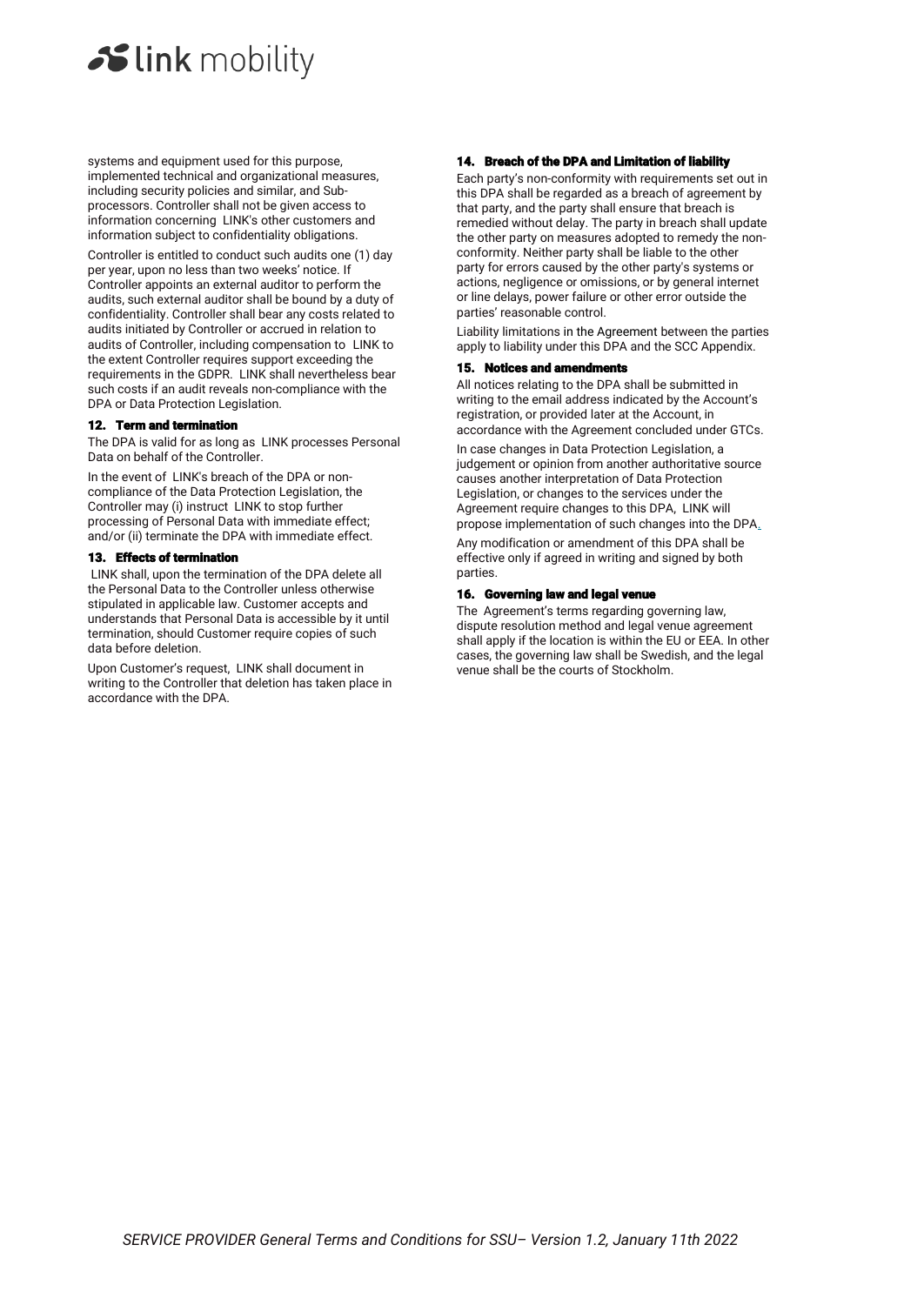systems and equipment used for this purpose, implemented technical and organizational measures, including security policies and similar, and Sub-processors. Controller shall not be given access to information concerning LINK's other customers and information subject to confidentiality obligations.

Controller is entitled to conduct such audits one (1) day per year, upon no less than two weeks' notice. If Controller appoints an external auditor to perform the audits, such external auditor shall be bound by a duty of confidentiality. Controller shall bear any costs related to audits initiated by Controller or accrued in relation to audits of Controller, including compensation to LINK to the extent Controller requires support exceeding the requirements in the GDPR. LINK shall nevertheless bear such costs if an audit reveals non-compliance with the DPA or Data Protection Legislation.

### 12. Term and termination

The DPA is valid for as long as LINK processes Personal Data on behalf of the Controller.

In the event of LINK's breach of the DPA or non-compliance of the Data Protection Legislation, the Controller may (i) instruct LINK to stop further processing of Personal Data with immediate effect; and/or (ii) terminate the DPA with immediate effect.

### 13. Effects of termination

LINK shall, upon the termination of the DPA delete all the Personal Data to the Controller unless otherwise stipulated in applicable law. Customer accepts and understands that Personal Data is accessible by it until termination, should Customer require copies of such data before deletion.

Upon Customer's request, LINK shall document in writing to the Controller that deletion has taken place in accordance with the DPA.

### 14. Breach of the DPA and Limitation of liability

Each party's non-conformity with requirements set out in this DPA shall be regarded as a breach of agreement by that party, and the party shall ensure that breach is remedied without delay. The party in breach shall update the other party on measures adopted to remedy the non-conformity. Neither party shall be liable to the other party for errors caused by the other party's systems or actions, negligence or omissions, or by general internet or line delays, power failure or other error outside the parties' reasonable control.

Liability limitations in the Agreement between the parties apply to liability under this DPA and the SCC Appendix.

### 15. Notices and amendments

All notices relating to the DPA shall be submitted in writing to the email address indicated by the Account's registration, or provided later at the Account, in accordance with the Agreement concluded under GTCs.

In case changes in Data Protection Legislation, a judgement or opinion from another authoritative source causes another interpretation of Data Protection Legislation, or changes to the services under the Agreement require changes to this DPA, LINK will propose implementation of such changes into the DPA.

Any modification or amendment of this DPA shall be effective only if agreed in writing and signed by both parties.

### 16. Governing law and legal venue

The Agreement's terms regarding governing law, dispute resolution method and legal venue agreement shall apply if the location is within the EU or EEA. In other cases, the governing law shall be Swedish, and the legal venue shall be the courts of Stockholm.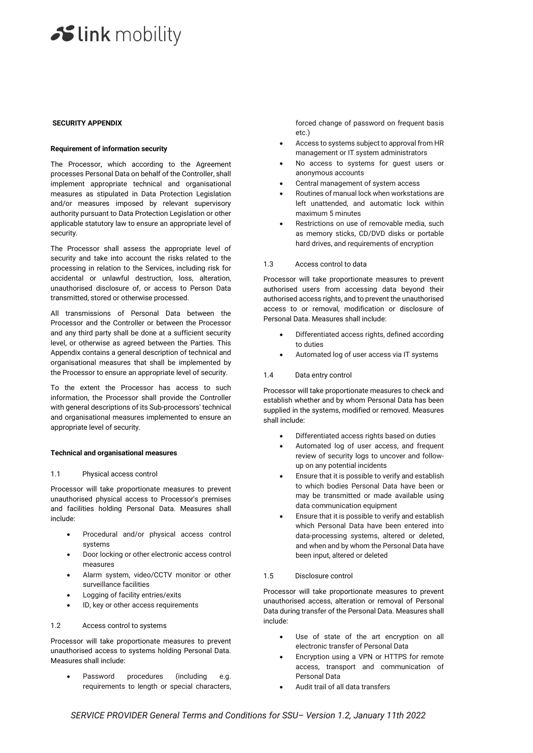**SECURITY APPENDIX**

**Requirement of information security**

The Processor, which according to the Agreement processes Personal Data on behalf of the Controller, shall implement appropriate technical and organisational measures as stipulated in Data Protection Legislation and/or measures imposed by relevant supervisory authority pursuant to Data Protection Legislation or other applicable statutory law to ensure an appropriate level of security.

The Processor shall assess the appropriate level of security and take into account the risks related to the processing in relation to the Services, including risk for accidental or unlawful destruction, loss, alteration, unauthorised disclosure of, or access to Person Data transmitted, stored or otherwise processed.

All transmissions of Personal Data between the Processor and the Controller or between the Processor and any third party shall be done at a sufficient security level, or otherwise as agreed between the Parties. This Appendix contains a general description of technical and organisational measures that shall be implemented by the Processor to ensure an appropriate level of security.

To the extent the Processor has access to such information, the Processor shall provide the Controller with general descriptions of its Sub-processors' technical and organisational measures implemented to ensure an appropriate level of security.

**Technical and organisational measures**

1.1 Physical access control

Processor will take proportionate measures to prevent unauthorised physical access to Processor's premises and facilities holding Personal Data. Measures shall include:

- Procedural and/or physical access control systems
- Door locking or other electronic access control measures
- Alarm system, video/CCTV monitor or other surveillance facilities
- Logging of facility entries/exits
- ID, key or other access requirements

1.2 Access control to systems

Processor will take proportionate measures to prevent unauthorised access to systems holding Personal Data. Measures shall include:

- Password procedures (including e.g. requirements to length or special characters, forced change of password on frequent basis etc.)
- Access to systems subject to approval from HR management or IT system administrators
- No access to systems for guest users or anonymous accounts
- Central management of system access
- Routines of manual lock when workstations are left unattended, and automatic lock within maximum 5 minutes
- Restrictions on use of removable media, such as memory sticks, CD/DVD disks or portable hard drives, and requirements of encryption

1.3 Access control to data

Processor will take proportionate measures to prevent authorised users from accessing data beyond their authorised access rights, and to prevent the unauthorised access to or removal, modification or disclosure of Personal Data. Measures shall include:

- Differentiated access rights, defined according to duties
- Automated log of user access via IT systems

1.4 Data entry control

Processor will take proportionate measures to check and establish whether and by whom Personal Data has been supplied in the systems, modified or removed. Measures shall include:

- Differentiated access rights based on duties
- Automated log of user access, and frequent review of security logs to uncover and follow-up on any potential incidents
- Ensure that it is possible to verify and establish to which bodies Personal Data have been or may be transmitted or made available using data communication equipment
- Ensure that it is possible to verify and establish which Personal Data have been entered into data-processing systems, altered or deleted, and when and by whom the Personal Data have been input, altered or deleted

1.5 Disclosure control

Processor will take proportionate measures to prevent unauthorised access, alteration or removal of Personal Data during transfer of the Personal Data. Measures shall include:

- Use of state of the art encryption on all electronic transfer of Personal Data
- Encryption using a VPN or HTTPS for remote access, transport and communication of Personal Data
- Audit trail of all data transfers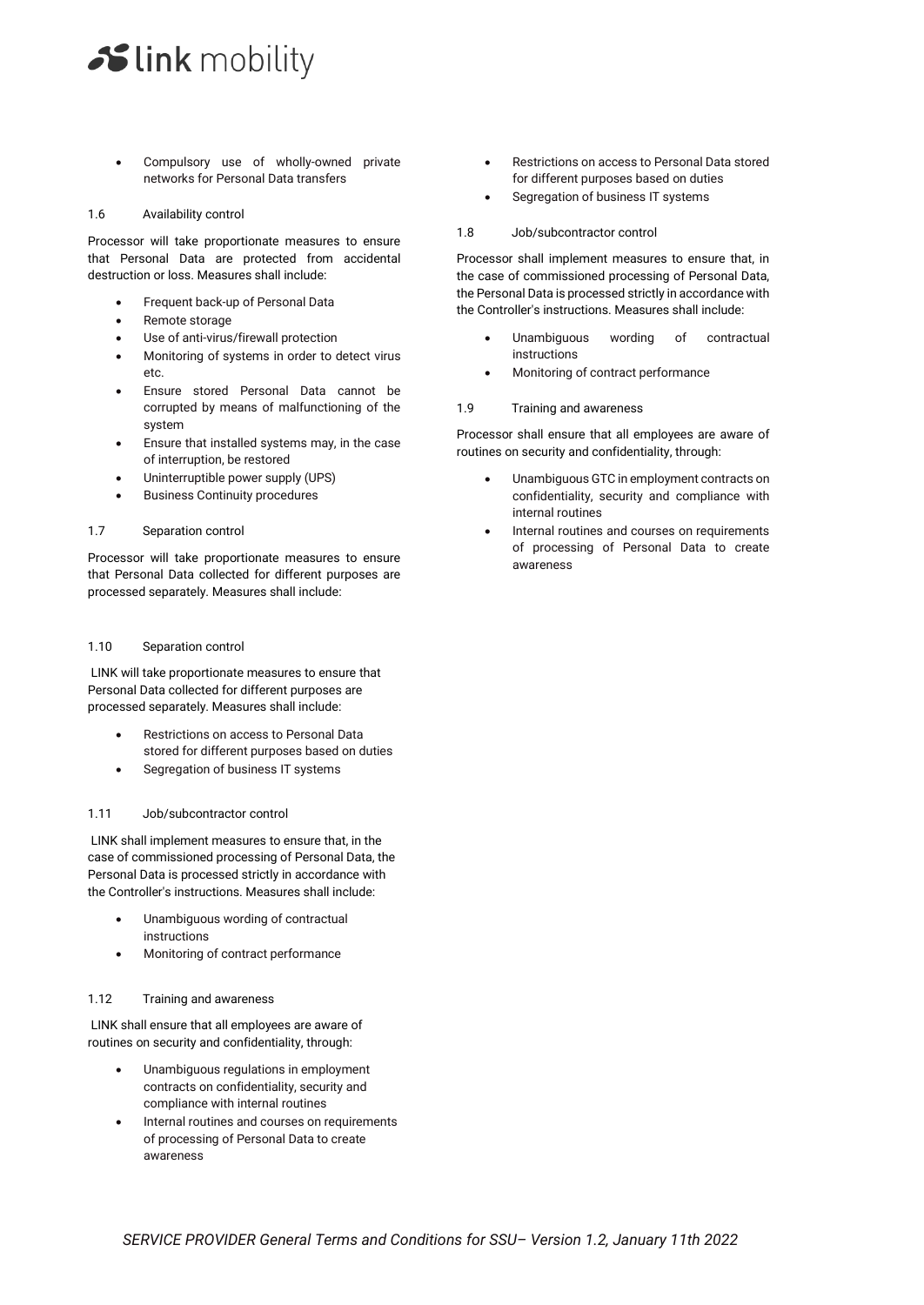- Compulsory use of wholly-owned private networks for Personal Data transfers

1.6 Availability control

Processor will take proportionate measures to ensure that Personal Data are protected from accidental destruction or loss. Measures shall include:

- Frequent back-up of Personal Data
- Remote storage
- Use of anti-virus/firewall protection
- Monitoring of systems in order to detect virus etc.
- Ensure stored Personal Data cannot be corrupted by means of malfunctioning of the system
- Ensure that installed systems may, in the case of interruption, be restored
- Uninterruptible power supply (UPS)
- Business Continuity procedures

1.7 Separation control

Processor will take proportionate measures to ensure that Personal Data collected for different purposes are processed separately. Measures shall include:

- Restrictions on access to Personal Data stored for different purposes based on duties
- Segregation of business IT systems

1.8 Job/subcontractor control

Processor shall implement measures to ensure that, in the case of commissioned processing of Personal Data, the Personal Data is processed strictly in accordance with the Controller's instructions. Measures shall include:

- Unambiguous wording of contractual instructions
- Monitoring of contract performance

1.9 Training and awareness

Processor shall ensure that all employees are aware of routines on security and confidentiality, through:

- Unambiguous GTC in employment contracts on confidentiality, security and compliance with internal routines
- Internal routines and courses on requirements of processing of Personal Data to create awareness

1.10 Separation control

LINK will take proportionate measures to ensure that Personal Data collected for different purposes are processed separately. Measures shall include:

- Restrictions on access to Personal Data stored for different purposes based on duties
- Segregation of business IT systems

1.11 Job/subcontractor control

LINK shall implement measures to ensure that, in the case of commissioned processing of Personal Data, the Personal Data is processed strictly in accordance with the Controller's instructions. Measures shall include:

- Unambiguous wording of contractual instructions
- Monitoring of contract performance

1.12 Training and awareness

LINK shall ensure that all employees are aware of routines on security and confidentiality, through:

- Unambiguous regulations in employment contracts on confidentiality, security and compliance with internal routines
- Internal routines and courses on requirements of processing of Personal Data to create awareness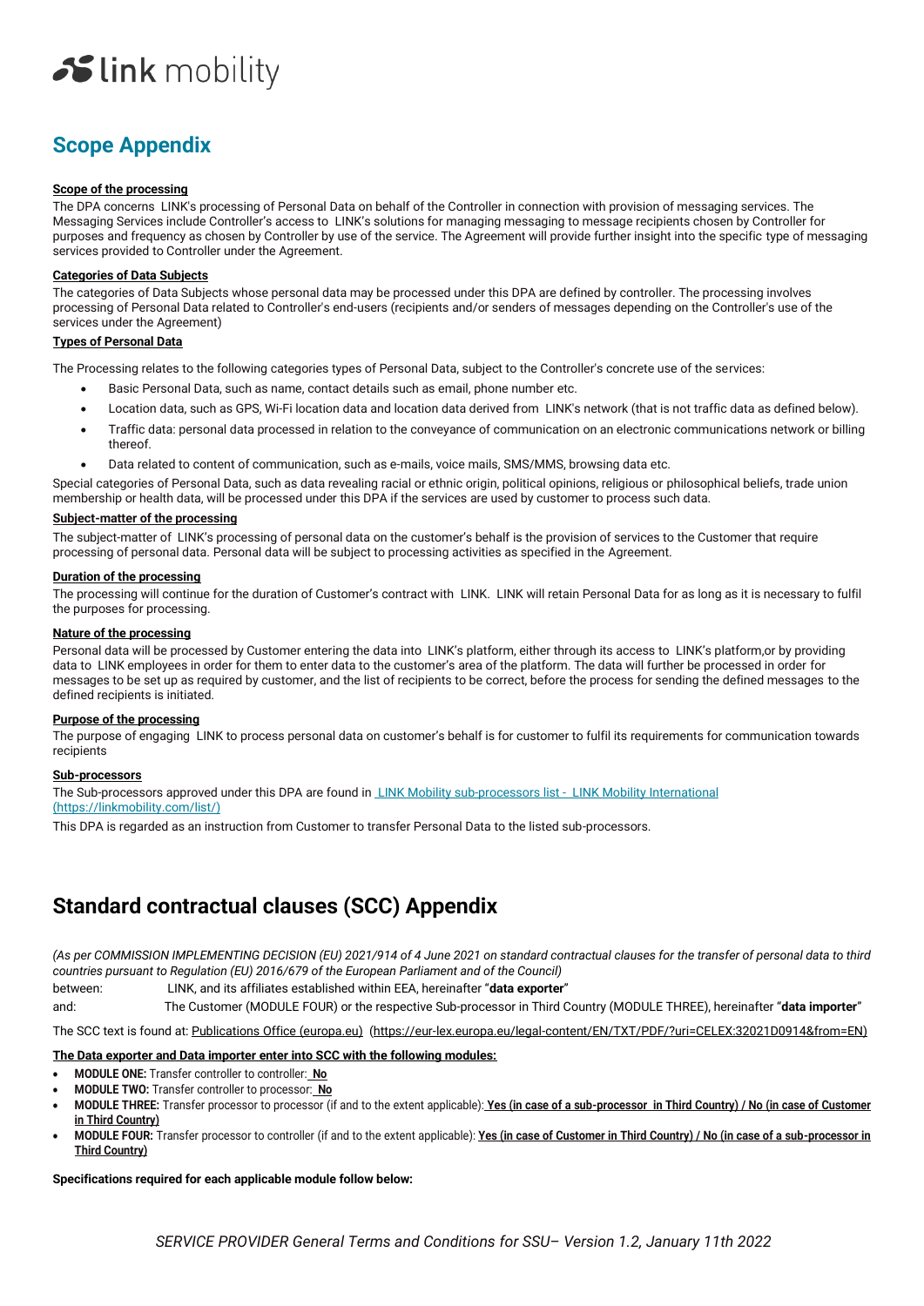# Scope Appendix

**Scope of the processing**

The DPA concerns LINK's processing of Personal Data on behalf of the Controller in connection with provision of messaging services. The Messaging Services include Controller's access to LINK's solutions for managing messaging to message recipients chosen by Controller for purposes and frequency as chosen by Controller by use of the service. The Agreement will provide further insight into the specific type of messaging services provided to Controller under the Agreement.

**Categories of Data Subjects**

The categories of Data Subjects whose personal data may be processed under this DPA are defined by controller. The processing involves processing of Personal Data related to Controller's end-users (recipients and/or senders of messages depending on the Controller's use of the services under the Agreement)

**Types of Personal Data**

The Processing relates to the following categories types of Personal Data, subject to the Controller's concrete use of the services:

- Basic Personal Data, such as name, contact details such as email, phone number etc.
- Location data, such as GPS, Wi-Fi location data and location data derived from LINK's network (that is not traffic data as defined below).
- Traffic data: personal data processed in relation to the conveyance of communication on an electronic communications network or billing thereof.
- Data related to content of communication, such as e-mails, voice mails, SMS/MMS, browsing data etc.

Special categories of Personal Data, such as data revealing racial or ethnic origin, political opinions, religious or philosophical beliefs, trade union membership or health data, will be processed under this DPA if the services are used by customer to process such data.

**Subject-matter of the processing**

The subject-matter of LINK's processing of personal data on the customer's behalf is the provision of services to the Customer that require processing of personal data. Personal data will be subject to processing activities as specified in the Agreement.

**Duration of the processing**

The processing will continue for the duration of Customer's contract with LINK. LINK will retain Personal Data for as long as it is necessary to fulfil the purposes for processing.

**Nature of the processing**

Personal data will be processed by Customer entering the data into LINK's platform, either through its access to LINK's platform,or by providing data to LINK employees in order for them to enter data to the customer's area of the platform. The data will further be processed in order for messages to be set up as required by customer, and the list of recipients to be correct, before the process for sending the defined messages to the defined recipients is initiated.

**Purpose of the processing**

The purpose of engaging LINK to process personal data on customer's behalf is for customer to fulfil its requirements for communication towards recipients

**Sub-processors**

The Sub-processors approved under this DPA are found in LINK Mobility sub-processors list - LINK Mobility International (https://linkmobility.com/list/)

This DPA is regarded as an instruction from Customer to transfer Personal Data to the listed sub-processors.

# Standard contractual clauses (SCC) Appendix

*(As per COMMISSION IMPLEMENTING DECISION (EU) 2021/914 of 4 June 2021 on standard contractual clauses for the transfer of personal data to third countries pursuant to Regulation (EU) 2016/679 of the European Parliament and of the Council)*

between: LINK, and its affiliates established within EEA, hereinafter "**data exporter**"

and: The Customer (MODULE FOUR) or the respective Sub-processor in Third Country (MODULE THREE), hereinafter "**data importer**"

The SCC text is found at: Publications Office (europa.eu) (https://eur-lex.europa.eu/legal-content/EN/TXT/PDF/?uri=CELEX:32021D0914&from=EN)

**The Data exporter and Data importer enter into SCC with the following modules:**

- **MODULE ONE:** Transfer controller to controller: **No**
- **MODULE TWO:** Transfer controller to processor: **No**
- **MODULE THREE:** Transfer processor to processor (if and to the extent applicable): **Yes (in case of a sub-processor in Third Country) / No (in case of Customer in Third Country)**
- **MODULE FOUR:** Transfer processor to controller (if and to the extent applicable): **Yes (in case of Customer in Third Country) / No (in case of a sub-processor in Third Country)**

**Specifications required for each applicable module follow below:**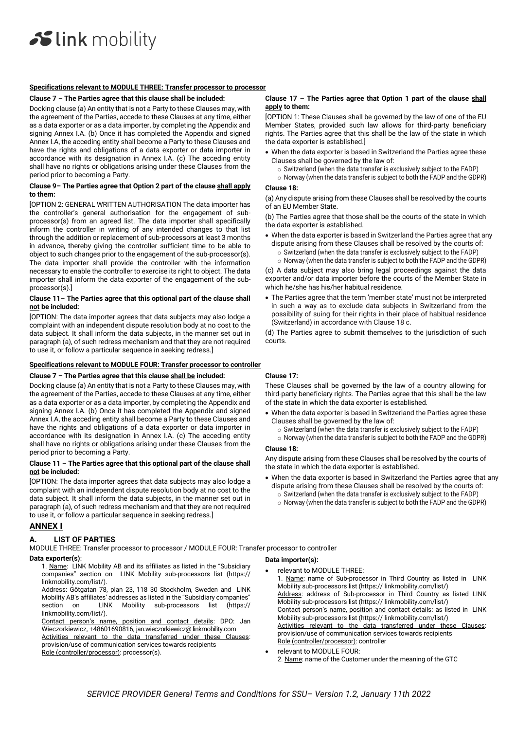#### Specifications relevant to MODULE THREE: Transfer processor to processor

**Clause 7 – The Parties agree that this clause shall be included:**

Docking clause (a) An entity that is not a Party to these Clauses may, with the agreement of the Parties, accede to these Clauses at any time, either as a data exporter or as a data importer, by completing the Appendix and signing Annex I.A. (b) Once it has completed the Appendix and signed Annex I.A, the acceding entity shall become a Party to these Clauses and have the rights and obligations of a data exporter or data importer in accordance with its designation in Annex I.A. (c) The acceding entity shall have no rights or obligations arising under these Clauses from the period prior to becoming a Party.

**Clause 9– The Parties agree that Option 2 part of the clause shall apply to them:**

[OPTION 2: GENERAL WRITTEN AUTHORISATION The data importer has the controller's general authorisation for the engagement of sub-processor(s) from an agreed list. The data importer shall specifically inform the controller in writing of any intended changes to that list through the addition or replacement of sub-processors at least 3 months in advance, thereby giving the controller sufficient time to be able to object to such changes prior to the engagement of the sub-processor(s). The data importer shall provide the controller with the information necessary to enable the controller to exercise its right to object. The data importer shall inform the data exporter of the engagement of the sub-processor(s).]

**Clause 11– The Parties agree that this optional part of the clause shall not be included:**

[OPTION: The data importer agrees that data subjects may also lodge a complaint with an independent dispute resolution body at no cost to the data subject. It shall inform the data subjects, in the manner set out in paragraph (a), of such redress mechanism and that they are not required to use it, or follow a particular sequence in seeking redress.]

**Clause 17 – The Parties agree that Option 1 part of the clause shall apply to them:**

[OPTION 1: These Clauses shall be governed by the law of one of the EU Member States, provided such law allows for third-party beneficiary rights. The Parties agree that this shall be the law of the state in which the data exporter is established.]

- When the data exporter is based in Switzerland the Parties agree these Clauses shall be governed by the law of:
  - Switzerland (when the data transfer is exclusively subject to the FADP)
  - Norway (when the data transfer is subject to both the FADP and the GDPR)

**Clause 18:**

(a) Any dispute arising from these Clauses shall be resolved by the courts of an EU Member State.

(b) The Parties agree that those shall be the courts of the state in which the data exporter is established.

- When the data exporter is based in Switzerland the Parties agree that any dispute arising from these Clauses shall be resolved by the courts of:
  - Switzerland (when the data transfer is exclusively subject to the FADP)
  - Norway (when the data transfer is subject to both the FADP and the GDPR)

(c) A data subject may also bring legal proceedings against the data exporter and/or data importer before the courts of the Member State in which he/she has his/her habitual residence.

- The Parties agree that the term 'member state' must not be interpreted in such a way as to exclude data subjects in Switzerland from the possibility of suing for their rights in their place of habitual residence (Switzerland) in accordance with Clause 18 c.

(d) The Parties agree to submit themselves to the jurisdiction of such courts.

#### Specifications relevant to MODULE FOUR: Transfer processor to controller

**Clause 7 – The Parties agree that this clause shall be included:**

Docking clause (a) An entity that is not a Party to these Clauses may, with the agreement of the Parties, accede to these Clauses at any time, either as a data exporter or as a data importer, by completing the Appendix and signing Annex I.A. (b) Once it has completed the Appendix and signed Annex I.A, the acceding entity shall become a Party to these Clauses and have the rights and obligations of a data exporter or data importer in accordance with its designation in Annex I.A. (c) The acceding entity shall have no rights or obligations arising under these Clauses from the period prior to becoming a Party.

**Clause 11 – The Parties agree that this optional part of the clause shall not be included:**

[OPTION: The data importer agrees that data subjects may also lodge a complaint with an independent dispute resolution body at no cost to the data subject. It shall inform the data subjects, in the manner set out in paragraph (a), of such redress mechanism and that they are not required to use it, or follow a particular sequence in seeking redress.]

**Clause 17:**

These Clauses shall be governed by the law of a country allowing for third-party beneficiary rights. The Parties agree that this shall be the law of the state in which the data exporter is established.

- When the data exporter is based in Switzerland the Parties agree these Clauses shall be governed by the law of:
  - Switzerland (when the data transfer is exclusively subject to the FADP)
  - Norway (when the data transfer is subject to both the FADP and the GDPR)

**Clause 18:**

Any dispute arising from these Clauses shall be resolved by the courts of the state in which the data exporter is established.

- When the data exporter is based in Switzerland the Parties agree that any dispute arising from these Clauses shall be resolved by the courts of:
  - Switzerland (when the data transfer is exclusively subject to the FADP)
  - Norway (when the data transfer is subject to both the FADP and the GDPR)

## ANNEX I

### A. LIST OF PARTIES

MODULE THREE: Transfer processor to processor / MODULE FOUR: Transfer processor to controller

**Data exporter(s)**:

1. Name: LINK Mobility AB and its affiliates as listed in the "Subsidiary companies" section on LINK Mobility sub-processors list (https:// linkmobility.com/list/).
   Address: Götgatan 78, plan 23, 118 30 Stockholm, Sweden and LINK Mobility AB's affiliates' addresses as listed in the "Subsidiary companies" section on LINK Mobility sub-processors list (https:// linkmobility.com/list/).
   Contact person's name, position and contact details: DPO: Jan Wieczorkiewicz, +48601690816, jan.wieczorkiewicz@ linkmobility.com
   Activities relevant to the data transferred under these Clauses: provision/use of communication services towards recipients
   Role (controller/processor): processor(s).

**Data importer(s):**

- relevant to MODULE THREE:
  1. Name: name of Sub-processor in Third Country as listed in LINK Mobility sub-processors list (https:// linkmobility.com/list/)
     Address: address of Sub-processor in Third Country as listed LINK Mobility sub-processors list (https:// linkmobility.com/list/)
     Contact person's name, position and contact details: as listed in LINK Mobility sub-processors list (https:// linkmobility.com/list/)
     Activities relevant to the data transferred under these Clauses: provision/use of communication services towards recipients
     Role (controller/processor): controller
- relevant to MODULE FOUR:
  2. Name: name of the Customer under the meaning of the GTC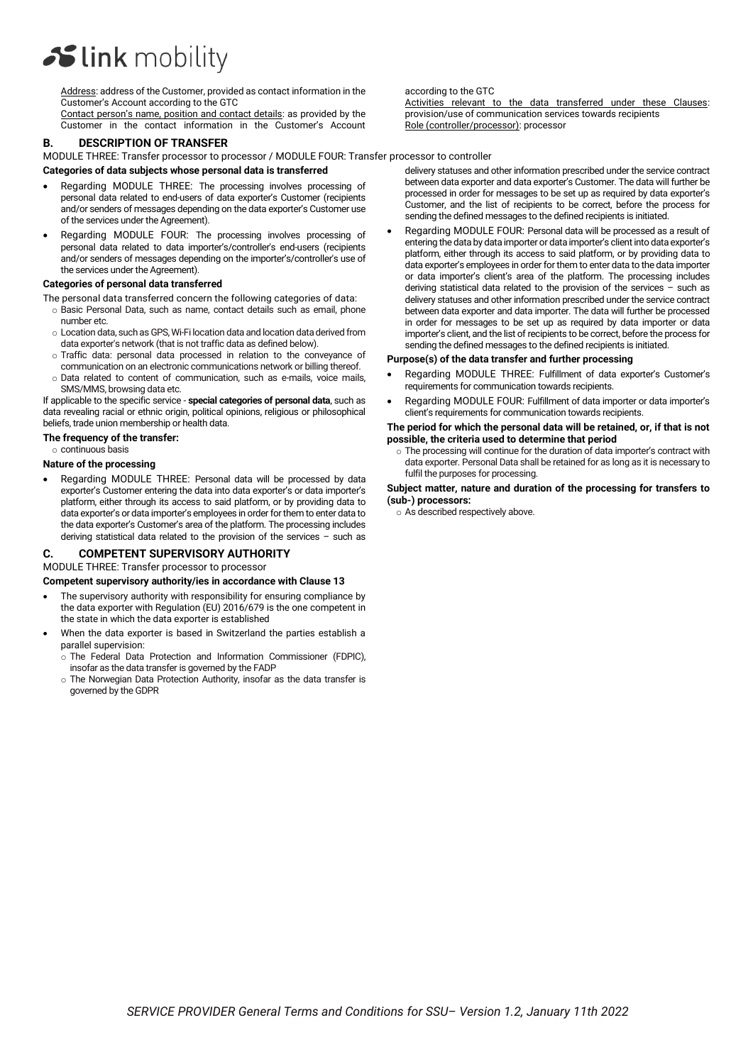Address: address of the Customer, provided as contact information in the Customer's Account according to the GTC

Contact person's name, position and contact details: as provided by the Customer in the contact information in the Customer's Account according to the GTC

Activities relevant to the data transferred under these Clauses: provision/use of communication services towards recipients

Role (controller/processor): processor

## B. DESCRIPTION OF TRANSFER

MODULE THREE: Transfer processor to processor / MODULE FOUR: Transfer processor to controller

**Categories of data subjects whose personal data is transferred**

- Regarding MODULE THREE: The processing involves processing of personal data related to end-users of data exporter's Customer (recipients and/or senders of messages depending on the data exporter's Customer use of the services under the Agreement).
- Regarding MODULE FOUR: The processing involves processing of personal data related to data importer's/controller's end-users (recipients and/or senders of messages depending on the importer's/controller's use of the services under the Agreement).

**Categories of personal data transferred**

The personal data transferred concern the following categories of data:

- Basic Personal Data, such as name, contact details such as email, phone number etc.
- Location data, such as GPS, Wi-Fi location data and location data derived from data exporter's network (that is not traffic data as defined below).
- Traffic data: personal data processed in relation to the conveyance of communication on an electronic communications network or billing thereof.
- Data related to content of communication, such as e-mails, voice mails, SMS/MMS, browsing data etc.

If applicable to the specific service - **special categories of personal data**, such as data revealing racial or ethnic origin, political opinions, religious or philosophical beliefs, trade union membership or health data.

**The frequency of the transfer:**

- continuous basis

**Nature of the processing**

- Regarding MODULE THREE: Personal data will be processed by data exporter's Customer entering the data into data exporter's or data importer's platform, either through its access to said platform, or by providing data to data exporter's or data importer's employees in order for them to enter data to the data exporter's Customer's area of the platform. The processing includes deriving statistical data related to the provision of the services – such as delivery statuses and other information prescribed under the service contract between data exporter and data exporter's Customer. The data will further be processed in order for messages to be set up as required by data exporter's Customer, and the list of recipients to be correct, before the process for sending the defined messages to the defined recipients is initiated.
- Regarding MODULE FOUR: Personal data will be processed as a result of entering the data by data importer or data importer's client into data exporter's platform, either through its access to said platform, or by providing data to data exporter's employees in order for them to enter data to the data importer or data importer's client's area of the platform. The processing includes deriving statistical data related to the provision of the services – such as delivery statuses and other information prescribed under the service contract between data exporter and data importer. The data will further be processed in order for messages to be set up as required by data importer or data importer's client, and the list of recipients to be correct, before the process for sending the defined messages to the defined recipients is initiated.

**Purpose(s) of the data transfer and further processing**

- Regarding MODULE THREE: Fulfillment of data exporter's Customer's requirements for communication towards recipients.
- Regarding MODULE FOUR: Fulfillment of data importer or data importer's client's requirements for communication towards recipients.

**The period for which the personal data will be retained, or, if that is not possible, the criteria used to determine that period**

- The processing will continue for the duration of data importer's contract with data exporter. Personal Data shall be retained for as long as it is necessary to fulfil the purposes for processing.

**Subject matter, nature and duration of the processing for transfers to (sub-) processors:**

- As described respectively above.

## C. COMPETENT SUPERVISORY AUTHORITY

MODULE THREE: Transfer processor to processor

**Competent supervisory authority/ies in accordance with Clause 13**

- The supervisory authority with responsibility for ensuring compliance by the data exporter with Regulation (EU) 2016/679 is the one competent in the state in which the data exporter is established
- When the data exporter is based in Switzerland the parties establish a parallel supervision:
  - The Federal Data Protection and Information Commissioner (FDPIC), insofar as the data transfer is governed by the FADP
  - The Norwegian Data Protection Authority, insofar as the data transfer is governed by the GDPR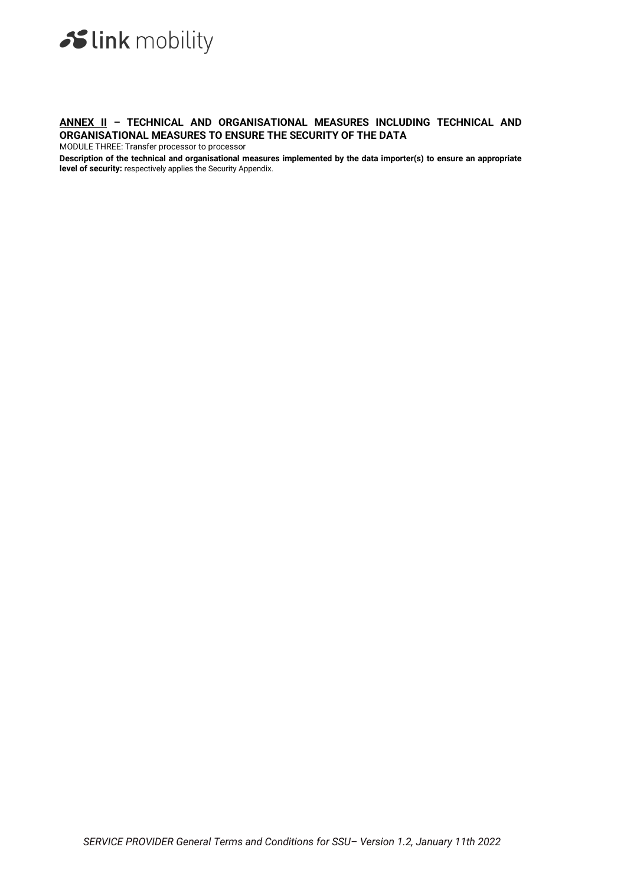**ANNEX II – TECHNICAL AND ORGANISATIONAL MEASURES INCLUDING TECHNICAL AND ORGANISATIONAL MEASURES TO ENSURE THE SECURITY OF THE DATA**

MODULE THREE: Transfer processor to processor

**Description of the technical and organisational measures implemented by the data importer(s) to ensure an appropriate level of security:** respectively applies the Security Appendix.